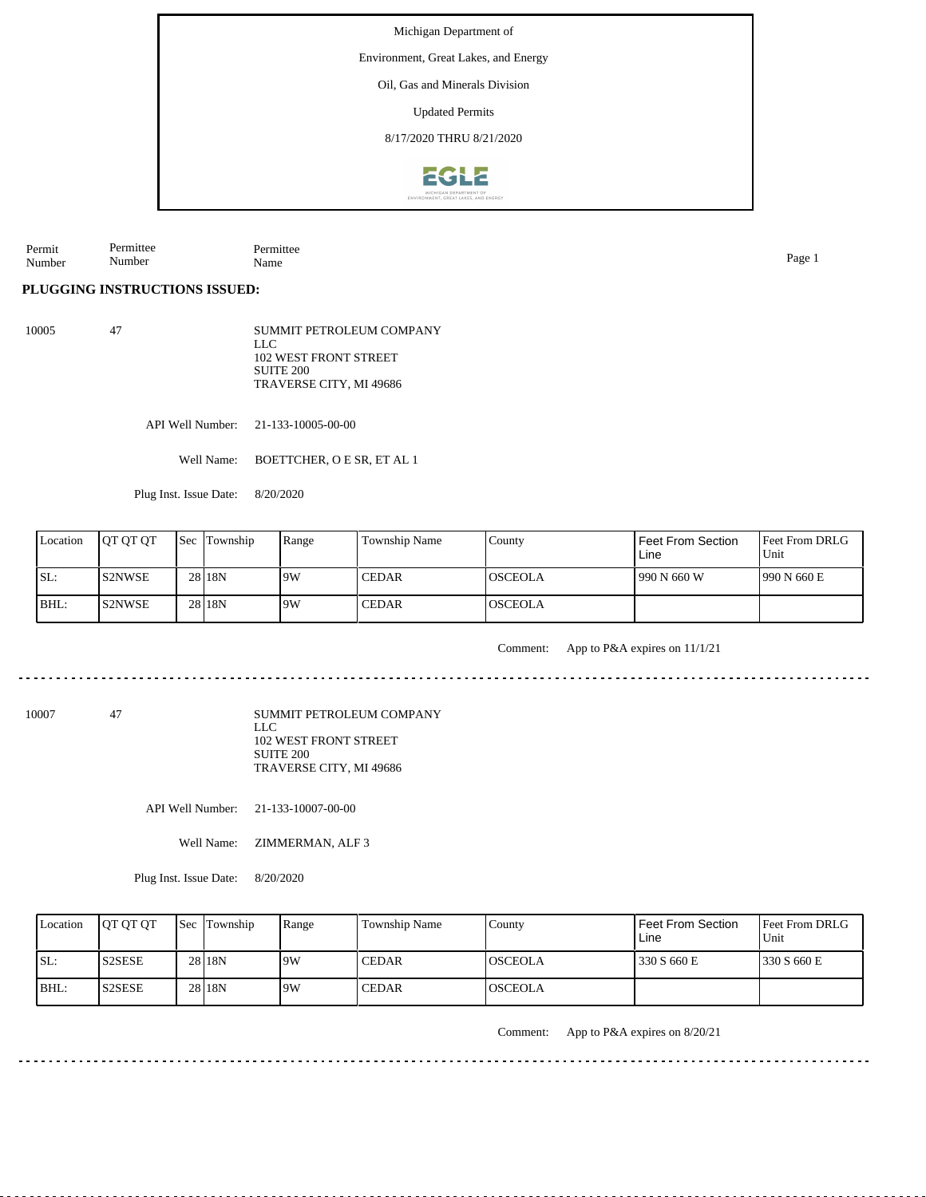Michigan Department of

Environment, Great Lakes, and Energy

Oil, Gas and Minerals Division

Updated Permits

8/17/2020 THRU 8/21/2020

| Permit Number | Permittee Number | Permittee Name |
|---|---|---|

**PLUGGING INSTRUCTIONS ISSUED:**

10005 47

SUMMIT PETROLEUM COMPANY LLC
102 WEST FRONT STREET
SUITE 200
TRAVERSE CITY, MI 49686

API Well Number: 21-133-10005-00-00

Well Name: BOETTCHER, O E SR, ET AL 1

Plug Inst. Issue Date: 8/20/2020

| Location | QT QT QT | Sec | Township | Range | Township Name | County | Feet From Section Line | Feet From DRLG Unit |
|---|---|---|---|---|---|---|---|---|
| SL: | S2NWSE | 28 | 18N | 9W | CEDAR | OSCEOLA | 990 N 660 W | 990 N 660 E |
| BHL: | S2NWSE | 28 | 18N | 9W | CEDAR | OSCEOLA | | |

Comment: App to P&A expires on 11/1/21

---

10007 47

SUMMIT PETROLEUM COMPANY LLC
102 WEST FRONT STREET
SUITE 200
TRAVERSE CITY, MI 49686

API Well Number: 21-133-10007-00-00

Well Name: ZIMMERMAN, ALF 3

Plug Inst. Issue Date: 8/20/2020

| Location | QT QT QT | Sec | Township | Range | Township Name | County | Feet From Section Line | Feet From DRLG Unit |
|---|---|---|---|---|---|---|---|---|
| SL: | S2SESE | 28 | 18N | 9W | CEDAR | OSCEOLA | 330 S 660 E | 330 S 660 E |
| BHL: | S2SESE | 28 | 18N | 9W | CEDAR | OSCEOLA | | |

Comment: App to P&A expires on 8/20/21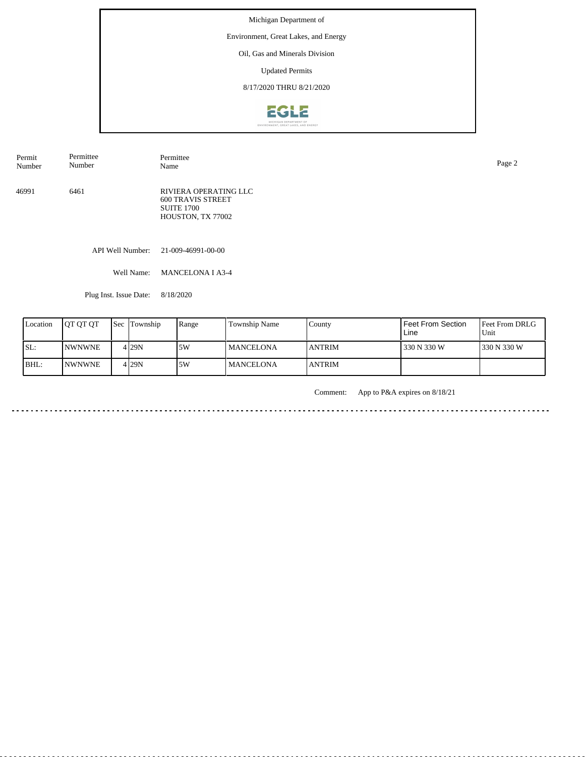Michigan Department of

Environment, Great Lakes, and Energy

Oil, Gas and Minerals Division

Updated Permits

8/17/2020 THRU 8/21/2020

| Permit Number | Permittee Number | Permittee Name |
|---|---|---|
| 46991 | 6461 | RIVIERA OPERATING LLC<br>600 TRAVIS STREET<br>SUITE 1700<br>HOUSTON, TX 77002 |

API Well Number: 21-009-46991-00-00

Well Name: MANCELONA I A3-4

Plug Inst. Issue Date: 8/18/2020

| Location | QT QT QT | Sec | Township | Range | Township Name | County | Feet From Section Line | Feet From DRLG Unit |
|---|---|---|---|---|---|---|---|---|
| SL: | NWNWNE | 4 | 29N | 5W | MANCELONA | ANTRIM | 330 N 330 W | 330 N 330 W |
| BHL: | NWNWNE | 4 | 29N | 5W | MANCELONA | ANTRIM | | |

Comment: App to P&A expires on 8/18/21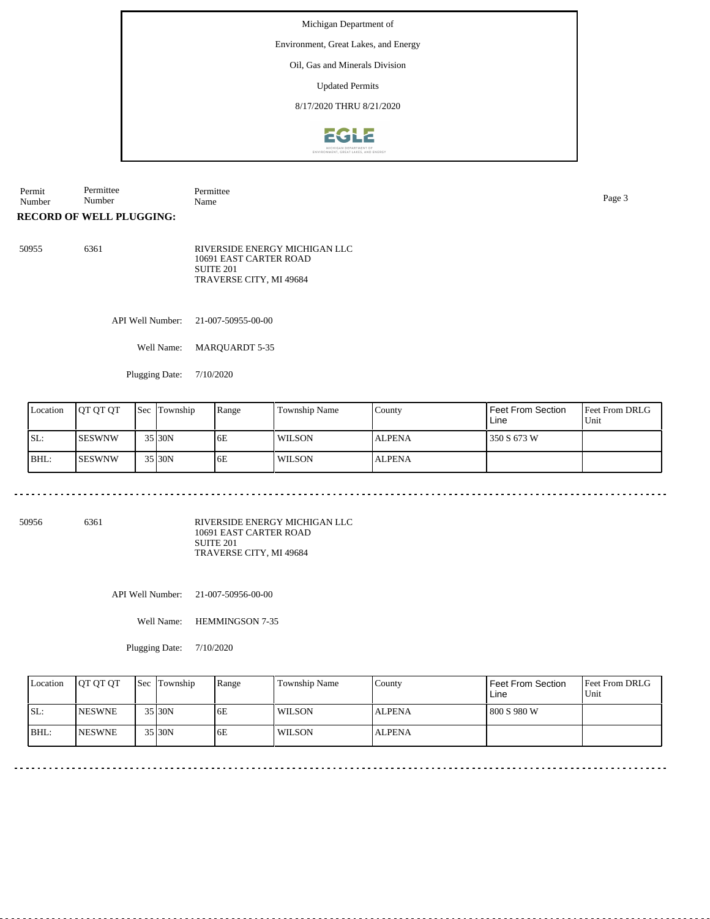Michigan Department of

Environment, Great Lakes, and Energy

Oil, Gas and Minerals Division

Updated Permits

8/17/2020 THRU 8/21/2020

| Permit Number | Permittee Number | Permittee Name |
|---|---|---|

**RECORD OF WELL PLUGGING:**

50955 6361

RIVERSIDE ENERGY MICHIGAN LLC
10691 EAST CARTER ROAD
SUITE 201
TRAVERSE CITY, MI 49684

API Well Number: 21-007-50955-00-00

Well Name: MARQUARDT 5-35

Plugging Date: 7/10/2020

| Location | QT QT QT | Sec | Township | Range | Township Name | County | Feet From Section Line | Feet From DRLG Unit |
|---|---|---|---|---|---|---|---|---|
| SL: | SESWNW | 35 | 30N | 6E | WILSON | ALPENA | 350 S 673 W | |
| BHL: | SESWNW | 35 | 30N | 6E | WILSON | ALPENA | | |

---

50956 6361

RIVERSIDE ENERGY MICHIGAN LLC
10691 EAST CARTER ROAD
SUITE 201
TRAVERSE CITY, MI 49684

API Well Number: 21-007-50956-00-00

Well Name: HEMMINGSON 7-35

Plugging Date: 7/10/2020

| Location | QT QT QT | Sec | Township | Range | Township Name | County | Feet From Section Line | Feet From DRLG Unit |
|---|---|---|---|---|---|---|---|---|
| SL: | NESWNE | 35 | 30N | 6E | WILSON | ALPENA | 800 S 980 W | |
| BHL: | NESWNE | 35 | 30N | 6E | WILSON | ALPENA | | |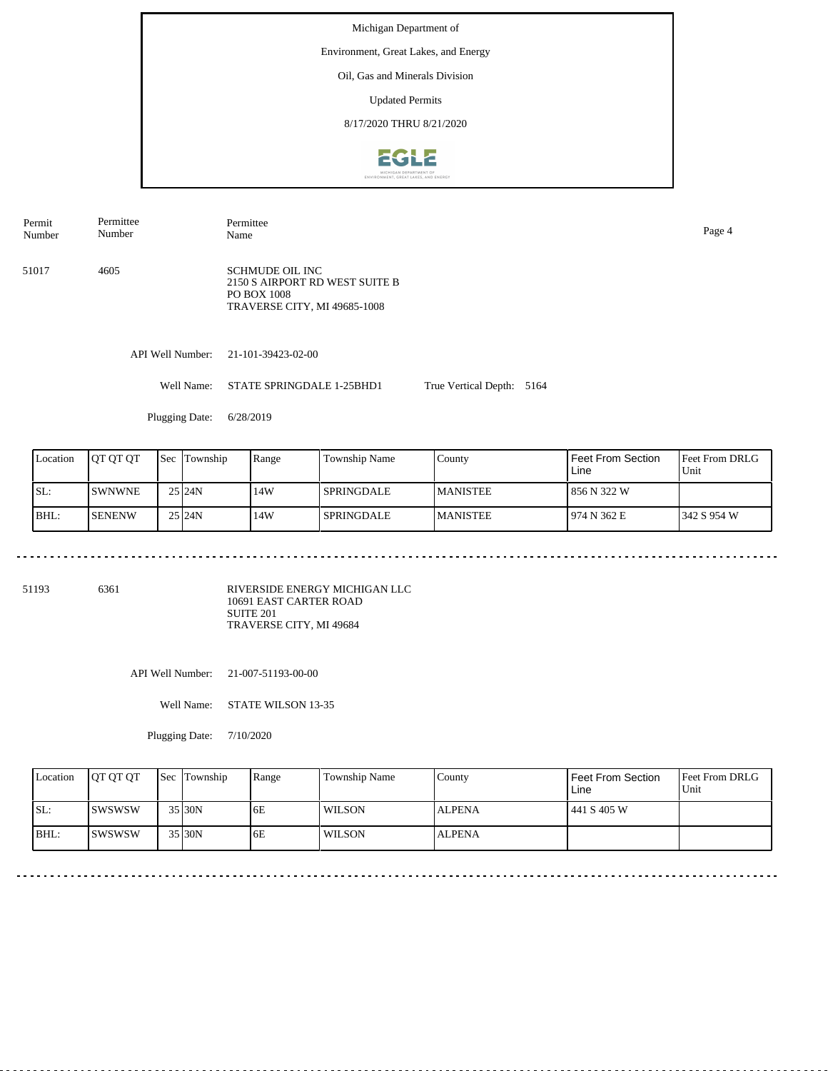Michigan Department of

Environment, Great Lakes, and Energy

Oil, Gas and Minerals Division

Updated Permits

8/17/2020 THRU 8/21/2020

| Permit Number | Permittee Number | Permittee Name |
|---|---|---|
| 51017 | 4605 | SCHMUDE OIL INC<br>2150 S AIRPORT RD WEST SUITE B<br>PO BOX 1008<br>TRAVERSE CITY, MI 49685-1008 |

API Well Number: 21-101-39423-02-00

Well Name: STATE SPRINGDALE 1-25BHD1

True Vertical Depth: 5164

Plugging Date: 6/28/2019

| Location | QT QT QT | Sec | Township | Range | Township Name | County | Feet From Section Line | Feet From DRLG Unit |
|---|---|---|---|---|---|---|---|---|
| SL: | SWNWNE | 25 | 24N | 14W | SPRINGDALE | MANISTEE | 856 N 322 W | |
| BHL: | SENENW | 25 | 24N | 14W | SPRINGDALE | MANISTEE | 974 N 362 E | 342 S 954 W |

---

| Permit Number | Permittee Number | Permittee Name |
|---|---|---|
| 51193 | 6361 | RIVERSIDE ENERGY MICHIGAN LLC<br>10691 EAST CARTER ROAD<br>SUITE 201<br>TRAVERSE CITY, MI 49684 |

API Well Number: 21-007-51193-00-00

Well Name: STATE WILSON 13-35

Plugging Date: 7/10/2020

| Location | QT QT QT | Sec | Township | Range | Township Name | County | Feet From Section Line | Feet From DRLG Unit |
|---|---|---|---|---|---|---|---|---|
| SL: | SWSWSW | 35 | 30N | 6E | WILSON | ALPENA | 441 S 405 W | |
| BHL: | SWSWSW | 35 | 30N | 6E | WILSON | ALPENA | | |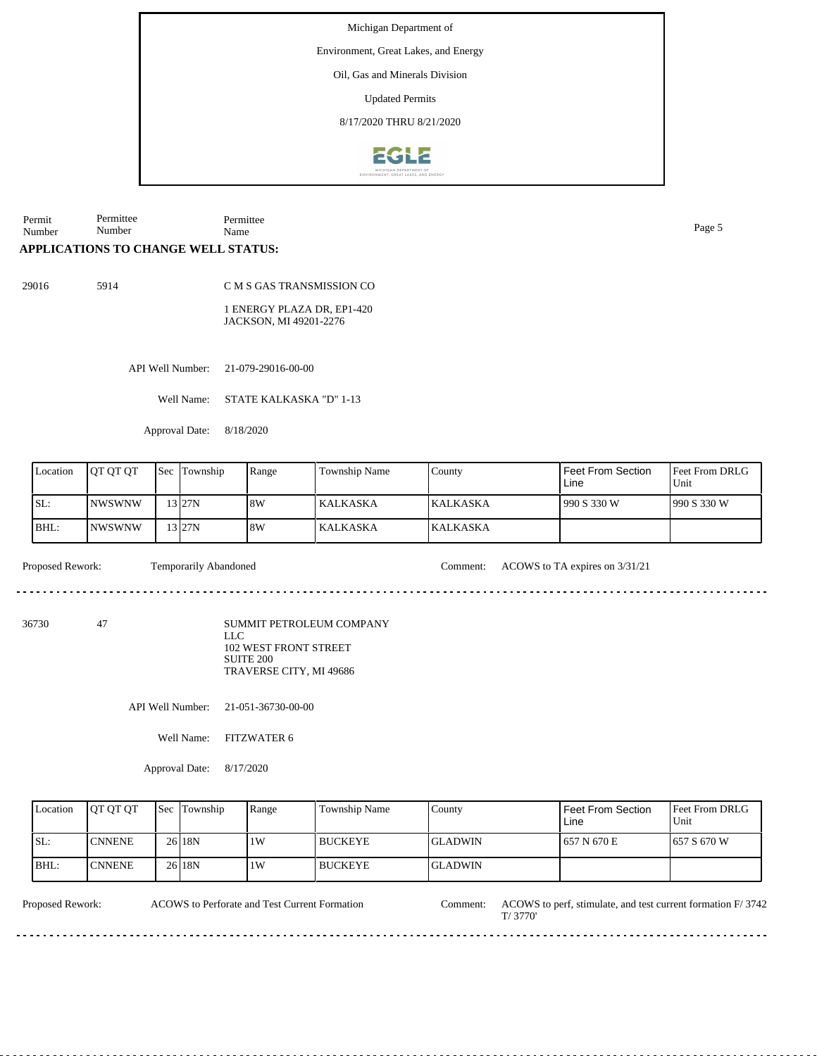Michigan Department of

Environment, Great Lakes, and Energy

Oil, Gas and Minerals Division

Updated Permits

8/17/2020 THRU 8/21/2020

| Permit Number | Permittee Number | Permittee Name |
|---|---|---|

## APPLICATIONS TO CHANGE WELL STATUS:

29016 5914 C M S GAS TRANSMISSION CO

1 ENERGY PLAZA DR, EP1-420
JACKSON, MI 49201-2276

API Well Number: 21-079-29016-00-00

Well Name: STATE KALKASKA "D" 1-13

Approval Date: 8/18/2020

| Location | QT QT QT | Sec | Township | Range | Township Name | County | Feet From Section Line | Feet From DRLG Unit |
|---|---|---|---|---|---|---|---|---|
| SL: | NWSWNW | 13 | 27N | 8W | KALKASKA | KALKASKA | 990 S 330 W | 990 S 330 W |
| BHL: | NWSWNW | 13 | 27N | 8W | KALKASKA | KALKASKA | | |

Proposed Rework: Temporarily Abandoned

Comment: ACOWS to TA expires on 3/31/21

---

36730 47 SUMMIT PETROLEUM COMPANY LLC

102 WEST FRONT STREET
SUITE 200
TRAVERSE CITY, MI 49686

API Well Number: 21-051-36730-00-00

Well Name: FITZWATER 6

Approval Date: 8/17/2020

| Location | QT QT QT | Sec | Township | Range | Township Name | County | Feet From Section Line | Feet From DRLG Unit |
|---|---|---|---|---|---|---|---|---|
| SL: | CNNENE | 26 | 18N | 1W | BUCKEYE | GLADWIN | 657 N 670 E | 657 S 670 W |
| BHL: | CNNENE | 26 | 18N | 1W | BUCKEYE | GLADWIN | | |

Proposed Rework: ACOWS to Perforate and Test Current Formation

Comment: ACOWS to perf, stimulate, and test current formation F/ 3742 T/ 3770'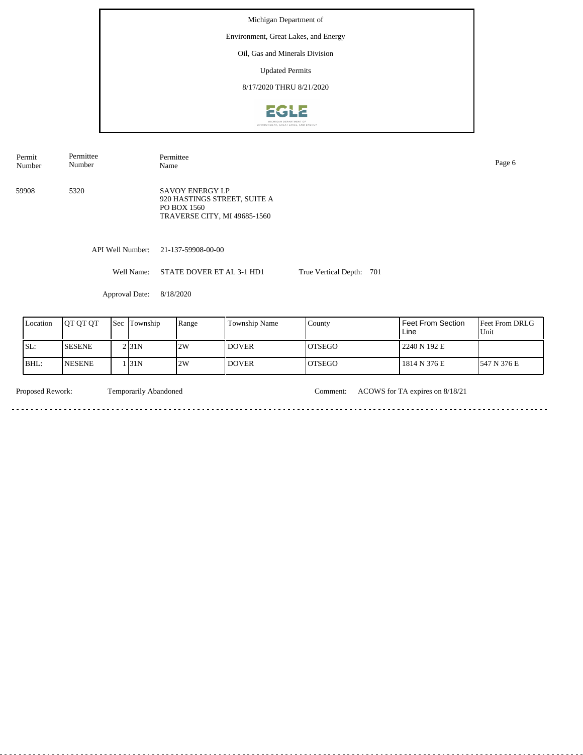Michigan Department of

Environment, Great Lakes, and Energy

Oil, Gas and Minerals Division

Updated Permits

8/17/2020 THRU 8/21/2020

| Permit Number | Permittee Number | Permittee Name |
|---|---|---|
| 59908 | 5320 | SAVOY ENERGY LP<br>920 HASTINGS STREET, SUITE A<br>PO BOX 1560<br>TRAVERSE CITY, MI 49685-1560 |

API Well Number: 21-137-59908-00-00

Well Name: STATE DOVER ET AL 3-1 HD1 True Vertical Depth: 701

Approval Date: 8/18/2020

| Location | QT QT QT | Sec | Township | Range | Township Name | County | Feet From Section Line | Feet From DRLG Unit |
|---|---|---|---|---|---|---|---|---|
| SL: | SESENE | 2 | 31N | 2W | DOVER | OTSEGO | 2240 N 192 E | |
| BHL: | NESENE | 1 | 31N | 2W | DOVER | OTSEGO | 1814 N 376 E | 547 N 376 E |

Proposed Rework: Temporarily Abandoned Comment: ACOWS for TA expires on 8/18/21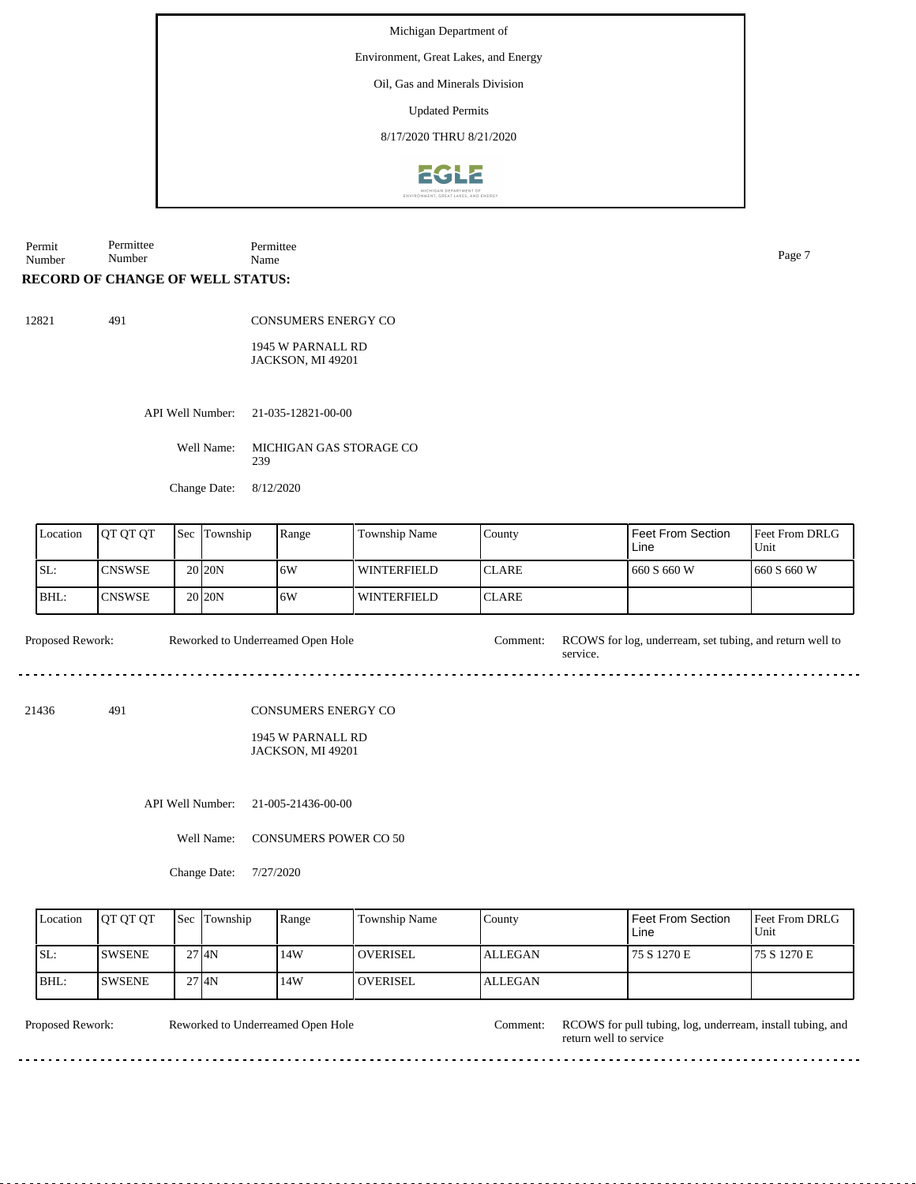Michigan Department of

Environment, Great Lakes, and Energy

Oil, Gas and Minerals Division

Updated Permits

8/17/2020 THRU 8/21/2020

| Permit Number | Permittee Number | Permittee Name |
|---|---|---|

**RECORD OF CHANGE OF WELL STATUS:**

12821 491 CONSUMERS ENERGY CO

1945 W PARNALL RD
JACKSON, MI 49201

API Well Number: 21-035-12821-00-00

Well Name: MICHIGAN GAS STORAGE CO 239

Change Date: 8/12/2020

| Location | QT QT QT | Sec | Township | Range | Township Name | County | Feet From Section Line | Feet From DRLG Unit |
|---|---|---|---|---|---|---|---|---|
| SL: | CNSWSE | 20 | 20N | 6W | WINTERFIELD | CLARE | 660 S 660 W | 660 S 660 W |
| BHL: | CNSWSE | 20 | 20N | 6W | WINTERFIELD | CLARE | | |

Proposed Rework: Reworked to Underreamed Open Hole

Comment: RCOWS for log, underream, set tubing, and return well to service.

---

21436 491 CONSUMERS ENERGY CO

1945 W PARNALL RD
JACKSON, MI 49201

API Well Number: 21-005-21436-00-00

Well Name: CONSUMERS POWER CO 50

Change Date: 7/27/2020

| Location | QT QT QT | Sec | Township | Range | Township Name | County | Feet From Section Line | Feet From DRLG Unit |
|---|---|---|---|---|---|---|---|---|
| SL: | SWSENE | 27 | 4N | 14W | OVERISEL | ALLEGAN | 75 S 1270 E | 75 S 1270 E |
| BHL: | SWSENE | 27 | 4N | 14W | OVERISEL | ALLEGAN | | |

Proposed Rework: Reworked to Underreamed Open Hole

Comment: RCOWS for pull tubing, log, underream, install tubing, and return well to service

---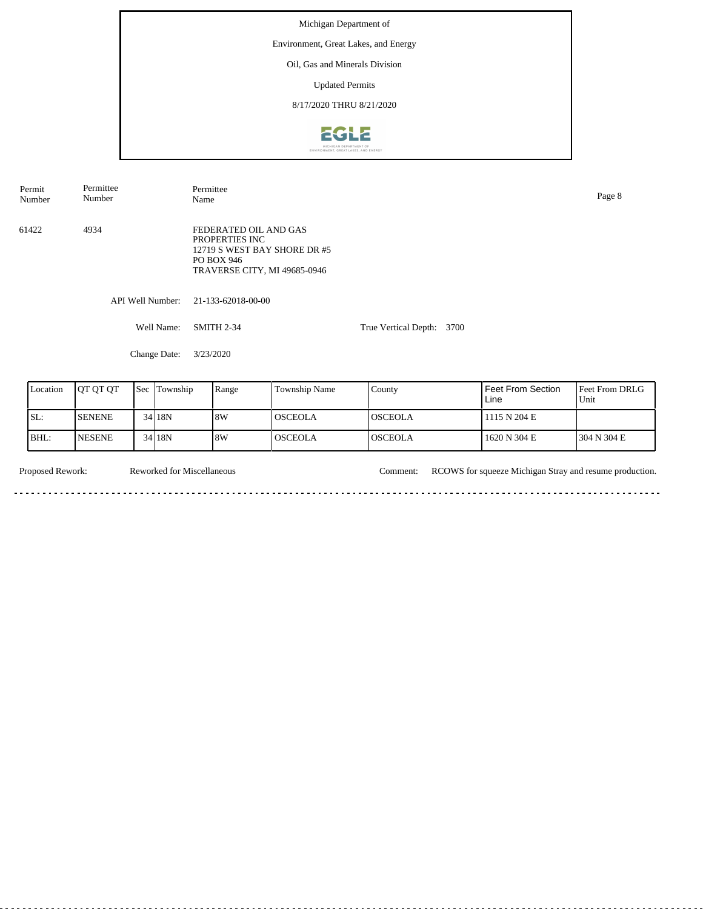Michigan Department of

Environment, Great Lakes, and Energy

Oil, Gas and Minerals Division

Updated Permits

8/17/2020 THRU 8/21/2020

| Permit Number | Permittee Number | Permittee Name |
|---|---|---|
| 61422 | 4934 | FEDERATED OIL AND GAS PROPERTIES INC<br>12719 S WEST BAY SHORE DR #5<br>PO BOX 946<br>TRAVERSE CITY, MI 49685-0946 |

API Well Number: 21-133-62018-00-00

Well Name: SMITH 2-34

True Vertical Depth: 3700

Change Date: 3/23/2020

| Location | QT QT QT | Sec | Township | Range | Township Name | County | Feet From Section Line | Feet From DRLG Unit |
|---|---|---|---|---|---|---|---|---|
| SL: | SENENE | 34 | 18N | 8W | OSCEOLA | OSCEOLA | 1115 N 204 E | |
| BHL: | NESENE | 34 | 18N | 8W | OSCEOLA | OSCEOLA | 1620 N 304 E | 304 N 304 E |

Proposed Rework: Reworked for Miscellaneous

Comment: RCOWS for squeeze Michigan Stray and resume production.